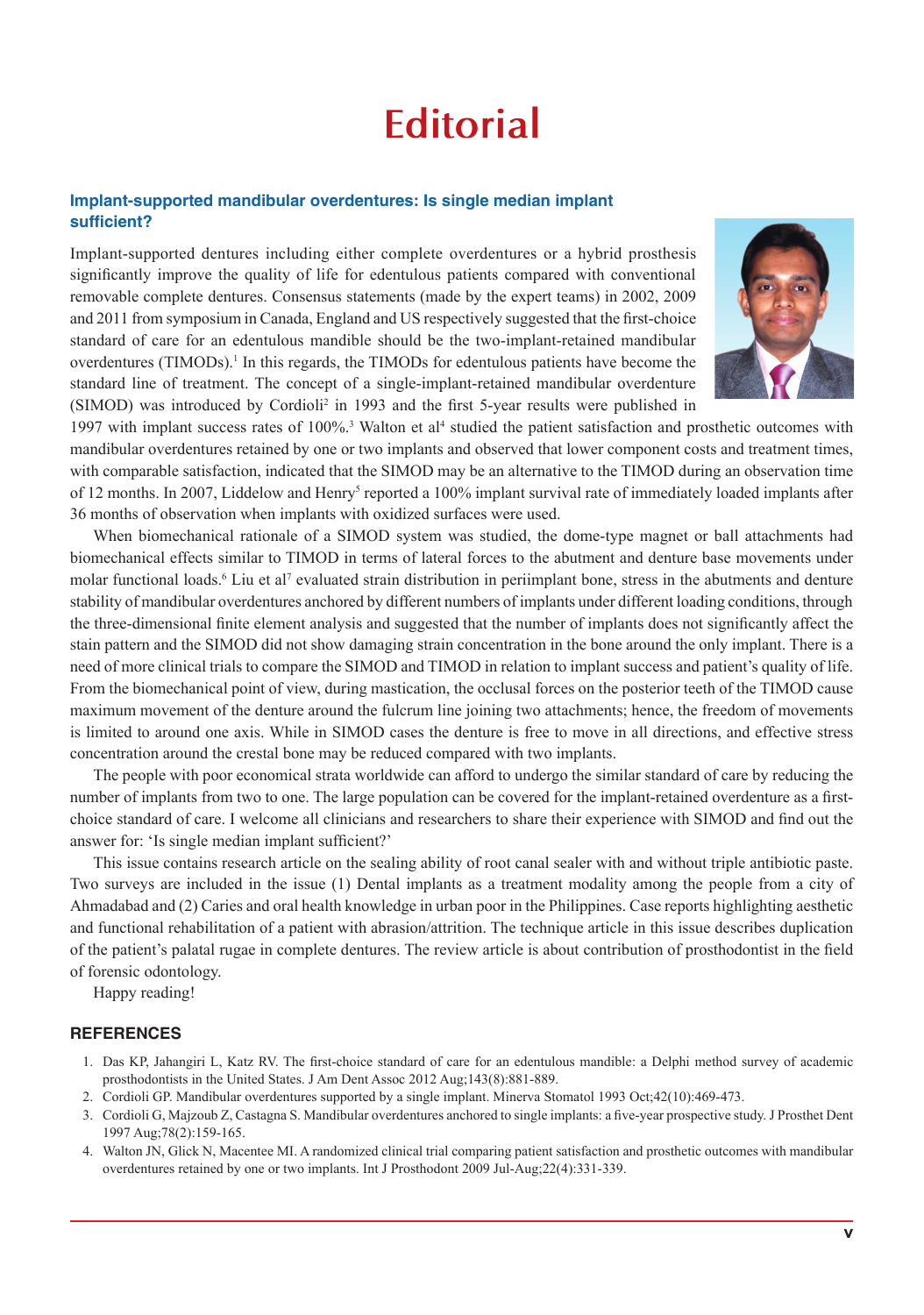# Editorial

## Implant-supported mandibular overdentures: Is single median implant sufficient?

Implant-supported dentures including either complete overdentures or a hybrid prosthesis significantly improve the quality of life for edentulous patients compared with conventional removable complete dentures. Consensus statements (made by the expert teams) in 2002, 2009 and 2011 from symposium in Canada, England and US respectively suggested that the first-choice standard of care for an edentulous mandible should be the two-implant-retained mandibular overdentures (TIMODs).[1] In this regards, the TIMODs for edentulous patients have become the standard line of treatment. The concept of a single-implant-retained mandibular overdenture (SIMOD) was introduced by Cordioli[2] in 1993 and the first 5-year results were published in 1997 with implant success rates of 100%.[3] Walton et al[4] studied the patient satisfaction and prosthetic outcomes with mandibular overdentures retained by one or two implants and observed that lower component costs and treatment times, with comparable satisfaction, indicated that the SIMOD may be an alternative to the TIMOD during an observation time of 12 months. In 2007, Liddelow and Henry[5] reported a 100% implant survival rate of immediately loaded implants after 36 months of observation when implants with oxidized surfaces were used.

When biomechanical rationale of a SIMOD system was studied, the dome-type magnet or ball attachments had biomechanical effects similar to TIMOD in terms of lateral forces to the abutment and denture base movements under molar functional loads.[6] Liu et al[7] evaluated strain distribution in periimplant bone, stress in the abutments and denture stability of mandibular overdentures anchored by different numbers of implants under different loading conditions, through the three-dimensional finite element analysis and suggested that the number of implants does not significantly affect the stain pattern and the SIMOD did not show damaging strain concentration in the bone around the only implant. There is a need of more clinical trials to compare the SIMOD and TIMOD in relation to implant success and patient's quality of life. From the biomechanical point of view, during mastication, the occlusal forces on the posterior teeth of the TIMOD cause maximum movement of the denture around the fulcrum line joining two attachments; hence, the freedom of movements is limited to around one axis. While in SIMOD cases the denture is free to move in all directions, and effective stress concentration around the crestal bone may be reduced compared with two implants.

The people with poor economical strata worldwide can afford to undergo the similar standard of care by reducing the number of implants from two to one. The large population can be covered for the implant-retained overdenture as a first-choice standard of care. I welcome all clinicians and researchers to share their experience with SIMOD and find out the answer for: 'Is single median implant sufficient?'

This issue contains research article on the sealing ability of root canal sealer with and without triple antibiotic paste. Two surveys are included in the issue (1) Dental implants as a treatment modality among the people from a city of Ahmadabad and (2) Caries and oral health knowledge in urban poor in the Philippines. Case reports highlighting aesthetic and functional rehabilitation of a patient with abrasion/attrition. The technique article in this issue describes duplication of the patient's palatal rugae in complete dentures. The review article is about contribution of prosthodontist in the field of forensic odontology.

Happy reading!

## REFERENCES

1. Das KP, Jahangiri L, Katz RV. The first-choice standard of care for an edentulous mandible: a Delphi method survey of academic prosthodontists in the United States. J Am Dent Assoc 2012 Aug;143(8):881-889.
2. Cordioli GP. Mandibular overdentures supported by a single implant. Minerva Stomatol 1993 Oct;42(10):469-473.
3. Cordioli G, Majzoub Z, Castagna S. Mandibular overdentures anchored to single implants: a five-year prospective study. J Prosthet Dent 1997 Aug;78(2):159-165.
4. Walton JN, Glick N, Macentee MI. A randomized clinical trial comparing patient satisfaction and prosthetic outcomes with mandibular overdentures retained by one or two implants. Int J Prosthodont 2009 Jul-Aug;22(4):331-339.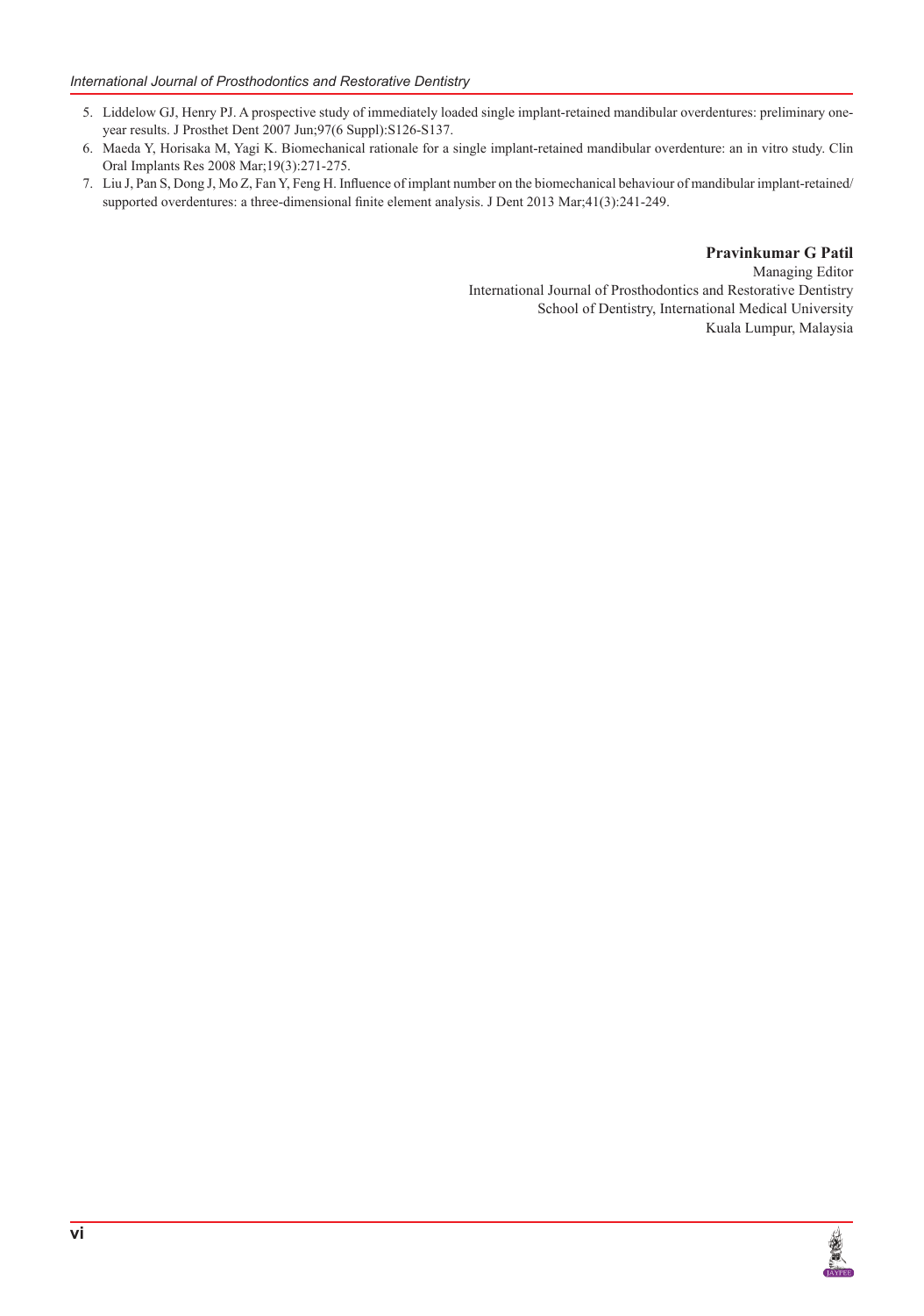5. Liddelow GJ, Henry PJ. A prospective study of immediately loaded single implant-retained mandibular overdentures: preliminary one-year results. J Prosthet Dent 2007 Jun;97(6 Suppl):S126-S137.
6. Maeda Y, Horisaka M, Yagi K. Biomechanical rationale for a single implant-retained mandibular overdenture: an in vitro study. Clin Oral Implants Res 2008 Mar;19(3):271-275.
7. Liu J, Pan S, Dong J, Mo Z, Fan Y, Feng H. Influence of implant number on the biomechanical behaviour of mandibular implant-retained/supported overdentures: a three-dimensional finite element analysis. J Dent 2013 Mar;41(3):241-249.

**Pravinkumar G Patil**

Managing Editor

International Journal of Prosthodontics and Restorative Dentistry

School of Dentistry, International Medical University

Kuala Lumpur, Malaysia